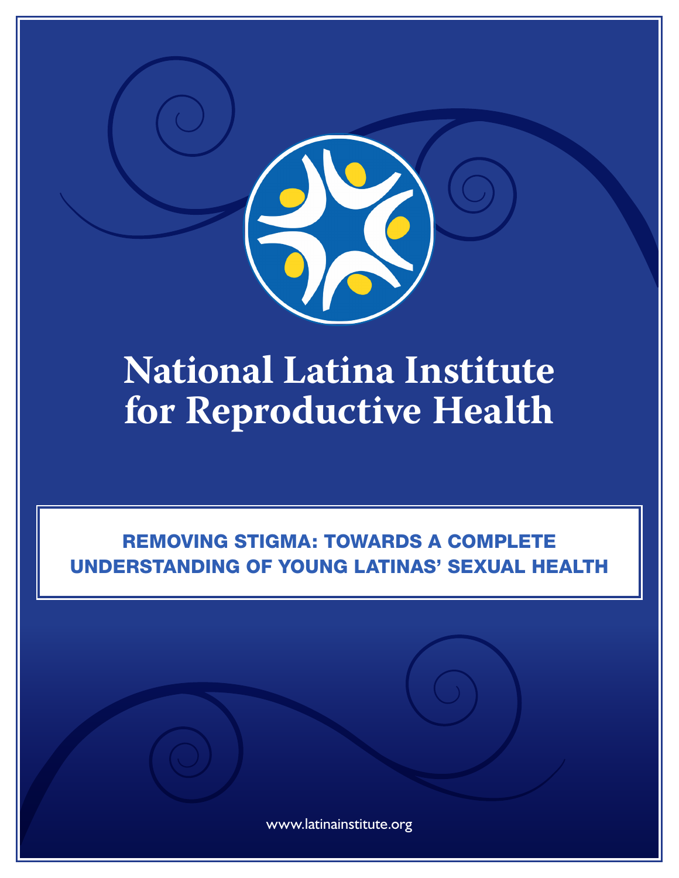# National Latina Institute for Reproductive Health

## REMOVING STIGMA: TOWARDS A COMPLETE UNDERSTANDING OF YOUNG LATINAS' SEXUAL HEALTH

www.latinainstitute.org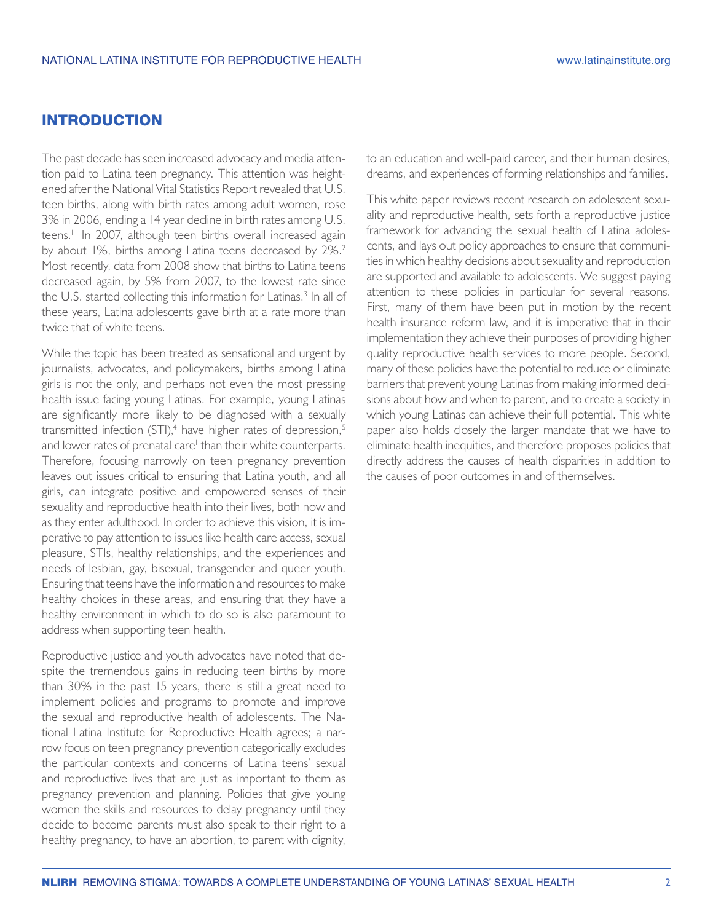## INTRODUCTION

The past decade has seen increased advocacy and media attention paid to Latina teen pregnancy. This attention was heightened after the National Vital Statistics Report revealed that U.S. teen births, along with birth rates among adult women, rose 3% in 2006, ending a 14 year decline in birth rates among U.S. teens.[1] In 2007, although teen births overall increased again by about 1%, births among Latina teens decreased by 2%.[2] Most recently, data from 2008 show that births to Latina teens decreased again, by 5% from 2007, to the lowest rate since the U.S. started collecting this information for Latinas.[3] In all of these years, Latina adolescents gave birth at a rate more than twice that of white teens.

While the topic has been treated as sensational and urgent by journalists, advocates, and policymakers, births among Latina girls is not the only, and perhaps not even the most pressing health issue facing young Latinas. For example, young Latinas are significantly more likely to be diagnosed with a sexually transmitted infection (STI),[4] have higher rates of depression,[5] and lower rates of prenatal care[1] than their white counterparts. Therefore, focusing narrowly on teen pregnancy prevention leaves out issues critical to ensuring that Latina youth, and all girls, can integrate positive and empowered senses of their sexuality and reproductive health into their lives, both now and as they enter adulthood. In order to achieve this vision, it is imperative to pay attention to issues like health care access, sexual pleasure, STIs, healthy relationships, and the experiences and needs of lesbian, gay, bisexual, transgender and queer youth. Ensuring that teens have the information and resources to make healthy choices in these areas, and ensuring that they have a healthy environment in which to do so is also paramount to address when supporting teen health.

Reproductive justice and youth advocates have noted that despite the tremendous gains in reducing teen births by more than 30% in the past 15 years, there is still a great need to implement policies and programs to promote and improve the sexual and reproductive health of adolescents. The National Latina Institute for Reproductive Health agrees; a narrow focus on teen pregnancy prevention categorically excludes the particular contexts and concerns of Latina teens' sexual and reproductive lives that are just as important to them as pregnancy prevention and planning. Policies that give young women the skills and resources to delay pregnancy until they decide to become parents must also speak to their right to a healthy pregnancy, to have an abortion, to parent with dignity, to an education and well-paid career, and their human desires, dreams, and experiences of forming relationships and families.

This white paper reviews recent research on adolescent sexuality and reproductive health, sets forth a reproductive justice framework for advancing the sexual health of Latina adolescents, and lays out policy approaches to ensure that communities in which healthy decisions about sexuality and reproduction are supported and available to adolescents. We suggest paying attention to these policies in particular for several reasons. First, many of them have been put in motion by the recent health insurance reform law, and it is imperative that in their implementation they achieve their purposes of providing higher quality reproductive health services to more people. Second, many of these policies have the potential to reduce or eliminate barriers that prevent young Latinas from making informed decisions about how and when to parent, and to create a society in which young Latinas can achieve their full potential. This white paper also holds closely the larger mandate that we have to eliminate health inequities, and therefore proposes policies that directly address the causes of health disparities in addition to the causes of poor outcomes in and of themselves.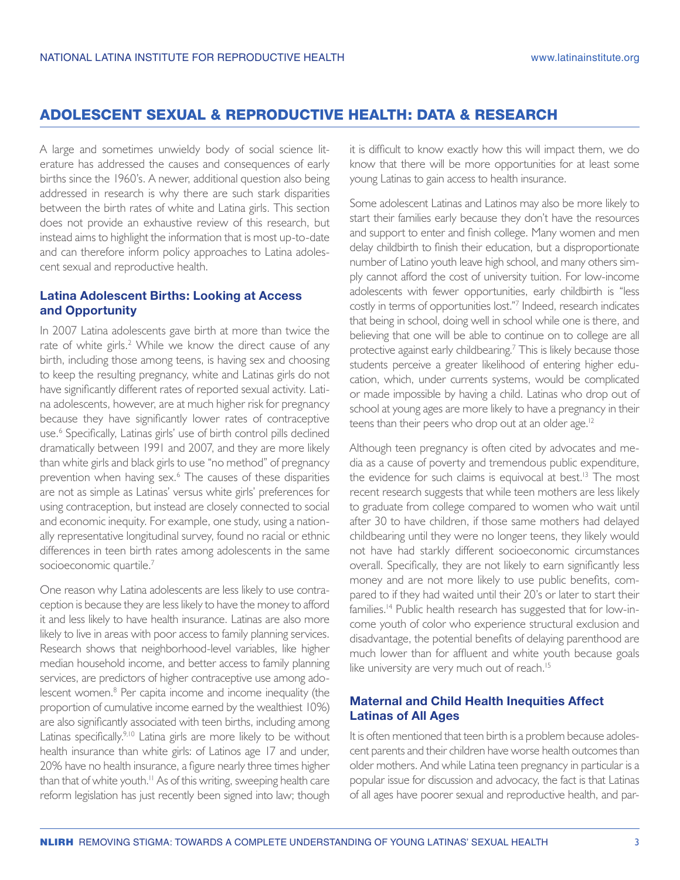## ADOLESCENT SEXUAL & REPRODUCTIVE HEALTH: DATA & RESEARCH

A large and sometimes unwieldy body of social science literature has addressed the causes and consequences of early births since the 1960's. A newer, additional question also being addressed in research is why there are such stark disparities between the birth rates of white and Latina girls. This section does not provide an exhaustive review of this research, but instead aims to highlight the information that is most up-to-date and can therefore inform policy approaches to Latina adolescent sexual and reproductive health.

### Latina Adolescent Births: Looking at Access and Opportunity

In 2007 Latina adolescents gave birth at more than twice the rate of white girls.[2] While we know the direct cause of any birth, including those among teens, is having sex and choosing to keep the resulting pregnancy, white and Latinas girls do not have significantly different rates of reported sexual activity. Latina adolescents, however, are at much higher risk for pregnancy because they have significantly lower rates of contraceptive use.[6] Specifically, Latinas girls' use of birth control pills declined dramatically between 1991 and 2007, and they are more likely than white girls and black girls to use "no method" of pregnancy prevention when having sex.[6] The causes of these disparities are not as simple as Latinas' versus white girls' preferences for using contraception, but instead are closely connected to social and economic inequity. For example, one study, using a nationally representative longitudinal survey, found no racial or ethnic differences in teen birth rates among adolescents in the same socioeconomic quartile.[7]

One reason why Latina adolescents are less likely to use contraception is because they are less likely to have the money to afford it and less likely to have health insurance. Latinas are also more likely to live in areas with poor access to family planning services. Research shows that neighborhood-level variables, like higher median household income, and better access to family planning services, are predictors of higher contraceptive use among adolescent women.[8] Per capita income and income inequality (the proportion of cumulative income earned by the wealthiest 10%) are also significantly associated with teen births, including among Latinas specifically.[9,10] Latina girls are more likely to be without health insurance than white girls: of Latinos age 17 and under, 20% have no health insurance, a figure nearly three times higher than that of white youth.[11] As of this writing, sweeping health care reform legislation has just recently been signed into law; though it is difficult to know exactly how this will impact them, we do know that there will be more opportunities for at least some young Latinas to gain access to health insurance.

Some adolescent Latinas and Latinos may also be more likely to start their families early because they don't have the resources and support to enter and finish college. Many women and men delay childbirth to finish their education, but a disproportionate number of Latino youth leave high school, and many others simply cannot afford the cost of university tuition. For low-income adolescents with fewer opportunities, early childbirth is "less costly in terms of opportunities lost."[7] Indeed, research indicates that being in school, doing well in school while one is there, and believing that one will be able to continue on to college are all protective against early childbearing.[7] This is likely because those students perceive a greater likelihood of entering higher education, which, under currents systems, would be complicated or made impossible by having a child. Latinas who drop out of school at young ages are more likely to have a pregnancy in their teens than their peers who drop out at an older age.[12]

Although teen pregnancy is often cited by advocates and media as a cause of poverty and tremendous public expenditure, the evidence for such claims is equivocal at best.[13] The most recent research suggests that while teen mothers are less likely to graduate from college compared to women who wait until after 30 to have children, if those same mothers had delayed childbearing until they were no longer teens, they likely would not have had starkly different socioeconomic circumstances overall. Specifically, they are not likely to earn significantly less money and are not more likely to use public benefits, compared to if they had waited until their 20's or later to start their families.[14] Public health research has suggested that for low-income youth of color who experience structural exclusion and disadvantage, the potential benefits of delaying parenthood are much lower than for affluent and white youth because goals like university are very much out of reach.[15]

### Maternal and Child Health Inequities Affect Latinas of All Ages

It is often mentioned that teen birth is a problem because adolescent parents and their children have worse health outcomes than older mothers. And while Latina teen pregnancy in particular is a popular issue for discussion and advocacy, the fact is that Latinas of all ages have poorer sexual and reproductive health, and par-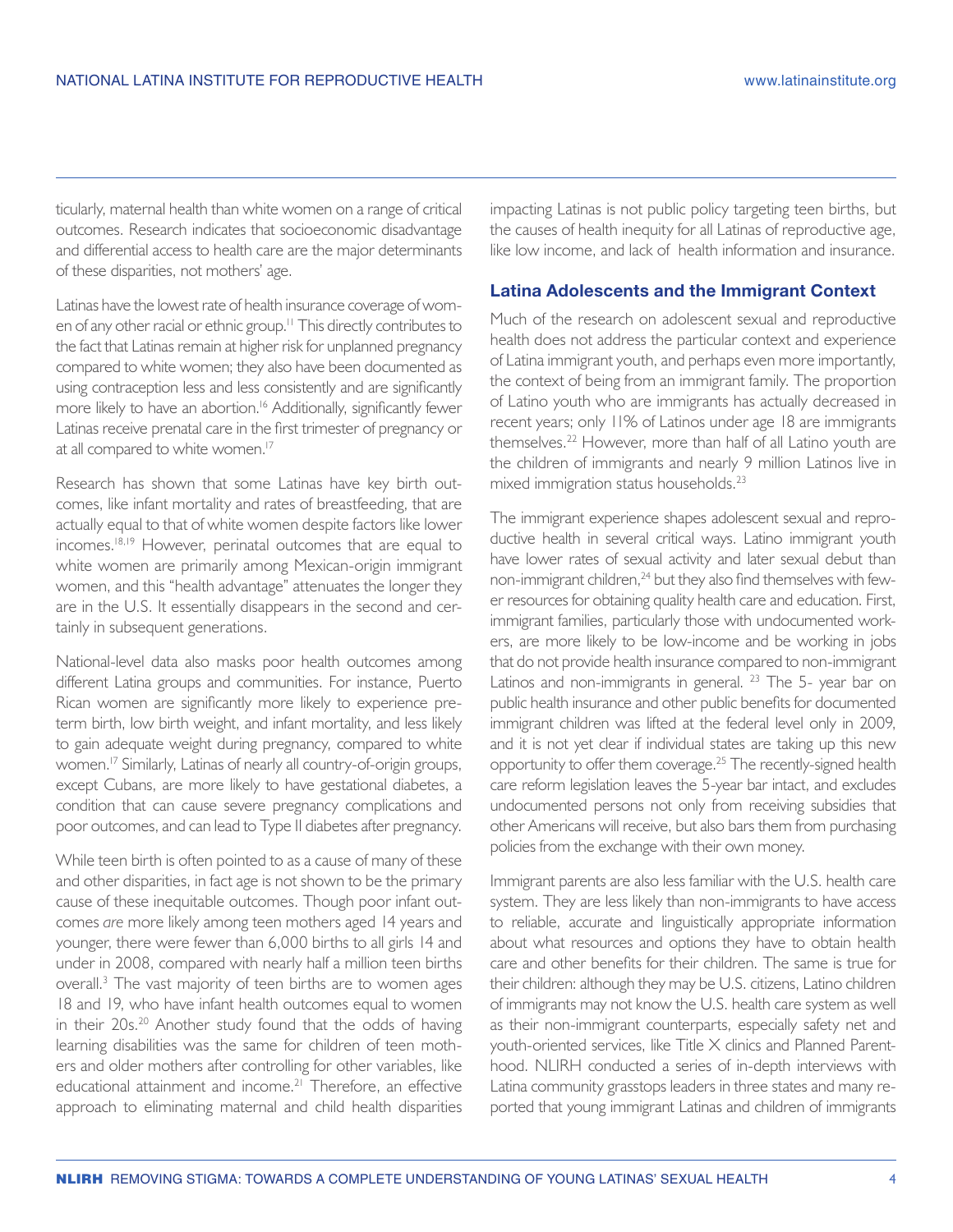ticularly, maternal health than white women on a range of critical outcomes. Research indicates that socioeconomic disadvantage and differential access to health care are the major determinants of these disparities, not mothers' age.

Latinas have the lowest rate of health insurance coverage of women of any other racial or ethnic group.[11] This directly contributes to the fact that Latinas remain at higher risk for unplanned pregnancy compared to white women; they also have been documented as using contraception less and less consistently and are significantly more likely to have an abortion.[16] Additionally, significantly fewer Latinas receive prenatal care in the first trimester of pregnancy or at all compared to white women.[17]

Research has shown that some Latinas have key birth outcomes, like infant mortality and rates of breastfeeding, that are actually equal to that of white women despite factors like lower incomes.[18,19] However, perinatal outcomes that are equal to white women are primarily among Mexican-origin immigrant women, and this "health advantage" attenuates the longer they are in the U.S. It essentially disappears in the second and certainly in subsequent generations.

National-level data also masks poor health outcomes among different Latina groups and communities. For instance, Puerto Rican women are significantly more likely to experience preterm birth, low birth weight, and infant mortality, and less likely to gain adequate weight during pregnancy, compared to white women.[17] Similarly, Latinas of nearly all country-of-origin groups, except Cubans, are more likely to have gestational diabetes, a condition that can cause severe pregnancy complications and poor outcomes, and can lead to Type II diabetes after pregnancy.

While teen birth is often pointed to as a cause of many of these and other disparities, in fact age is not shown to be the primary cause of these inequitable outcomes. Though poor infant outcomes *are* more likely among teen mothers aged 14 years and younger, there were fewer than 6,000 births to all girls 14 and under in 2008, compared with nearly half a million teen births overall.[3] The vast majority of teen births are to women ages 18 and 19, who have infant health outcomes equal to women in their 20s.[20] Another study found that the odds of having learning disabilities was the same for children of teen mothers and older mothers after controlling for other variables, like educational attainment and income.[21] Therefore, an effective approach to eliminating maternal and child health disparities impacting Latinas is not public policy targeting teen births, but the causes of health inequity for all Latinas of reproductive age, like low income, and lack of health information and insurance.

### Latina Adolescents and the Immigrant Context

Much of the research on adolescent sexual and reproductive health does not address the particular context and experience of Latina immigrant youth, and perhaps even more importantly, the context of being from an immigrant family. The proportion of Latino youth who are immigrants has actually decreased in recent years; only 11% of Latinos under age 18 are immigrants themselves.[22] However, more than half of all Latino youth are the children of immigrants and nearly 9 million Latinos live in mixed immigration status households.[23]

The immigrant experience shapes adolescent sexual and reproductive health in several critical ways. Latino immigrant youth have lower rates of sexual activity and later sexual debut than non-immigrant children,[24] but they also find themselves with fewer resources for obtaining quality health care and education. First, immigrant families, particularly those with undocumented workers, are more likely to be low-income and be working in jobs that do not provide health insurance compared to non-immigrant Latinos and non-immigrants in general.[23] The 5- year bar on public health insurance and other public benefits for documented immigrant children was lifted at the federal level only in 2009, and it is not yet clear if individual states are taking up this new opportunity to offer them coverage.[25] The recently-signed health care reform legislation leaves the 5-year bar intact, and excludes undocumented persons not only from receiving subsidies that other Americans will receive, but also bars them from purchasing policies from the exchange with their own money.

Immigrant parents are also less familiar with the U.S. health care system. They are less likely than non-immigrants to have access to reliable, accurate and linguistically appropriate information about what resources and options they have to obtain health care and other benefits for their children. The same is true for their children: although they may be U.S. citizens, Latino children of immigrants may not know the U.S. health care system as well as their non-immigrant counterparts, especially safety net and youth-oriented services, like Title X clinics and Planned Parenthood. NLIRH conducted a series of in-depth interviews with Latina community grasstops leaders in three states and many reported that young immigrant Latinas and children of immigrants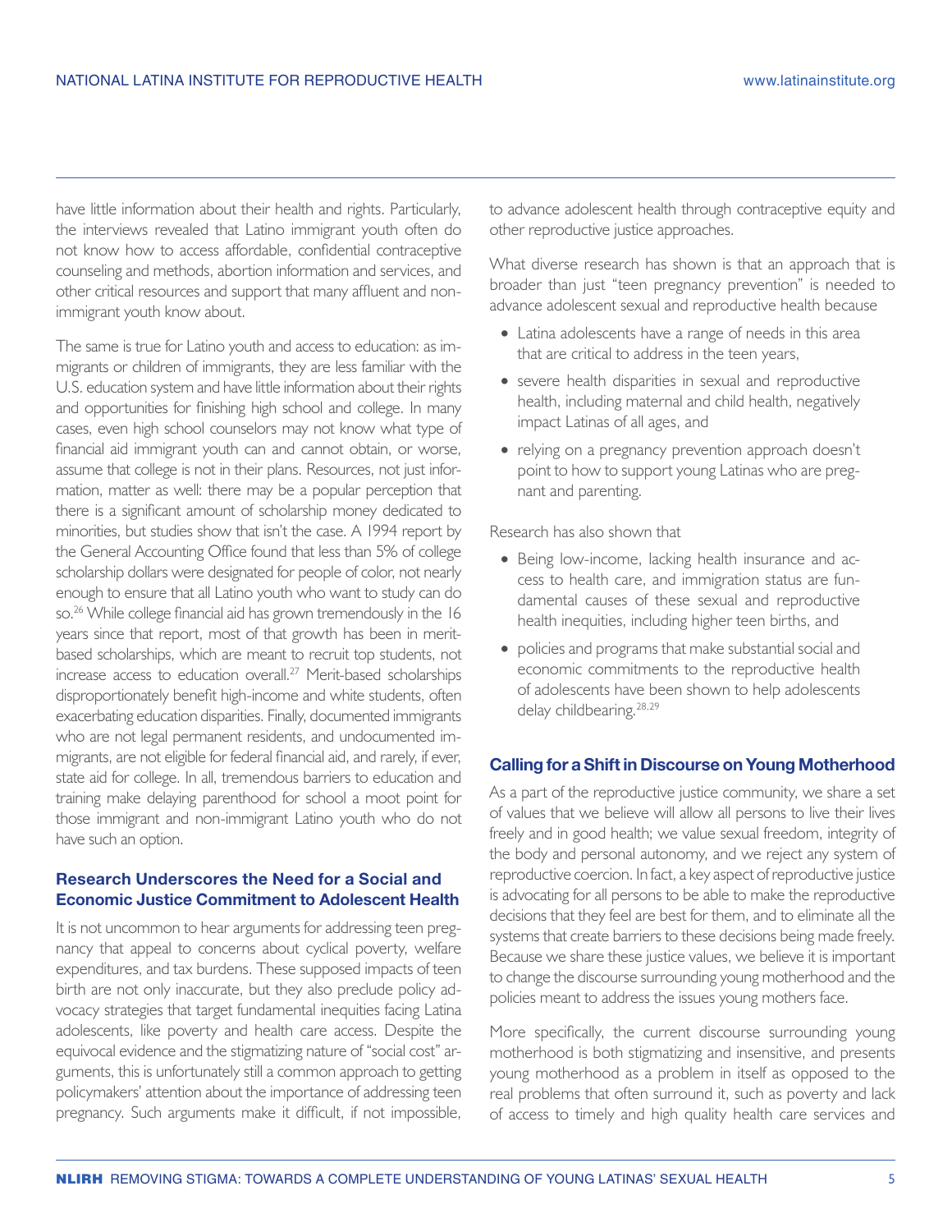have little information about their health and rights. Particularly, the interviews revealed that Latino immigrant youth often do not know how to access affordable, confidential contraceptive counseling and methods, abortion information and services, and other critical resources and support that many affluent and non-immigrant youth know about.

The same is true for Latino youth and access to education: as immigrants or children of immigrants, they are less familiar with the U.S. education system and have little information about their rights and opportunities for finishing high school and college. In many cases, even high school counselors may not know what type of financial aid immigrant youth can and cannot obtain, or worse, assume that college is not in their plans. Resources, not just information, matter as well: there may be a popular perception that there is a significant amount of scholarship money dedicated to minorities, but studies show that isn't the case. A 1994 report by the General Accounting Office found that less than 5% of college scholarship dollars were designated for people of color, not nearly enough to ensure that all Latino youth who want to study can do so.[26] While college financial aid has grown tremendously in the 16 years since that report, most of that growth has been in merit-based scholarships, which are meant to recruit top students, not increase access to education overall.[27] Merit-based scholarships disproportionately benefit high-income and white students, often exacerbating education disparities. Finally, documented immigrants who are not legal permanent residents, and undocumented immigrants, are not eligible for federal financial aid, and rarely, if ever, state aid for college. In all, tremendous barriers to education and training make delaying parenthood for school a moot point for those immigrant and non-immigrant Latino youth who do not have such an option.

### Research Underscores the Need for a Social and Economic Justice Commitment to Adolescent Health

It is not uncommon to hear arguments for addressing teen pregnancy that appeal to concerns about cyclical poverty, welfare expenditures, and tax burdens. These supposed impacts of teen birth are not only inaccurate, but they also preclude policy advocacy strategies that target fundamental inequities facing Latina adolescents, like poverty and health care access. Despite the equivocal evidence and the stigmatizing nature of "social cost" arguments, this is unfortunately still a common approach to getting policymakers' attention about the importance of addressing teen pregnancy. Such arguments make it difficult, if not impossible, to advance adolescent health through contraceptive equity and other reproductive justice approaches.

What diverse research has shown is that an approach that is broader than just "teen pregnancy prevention" is needed to advance adolescent sexual and reproductive health because

- Latina adolescents have a range of needs in this area that are critical to address in the teen years,
- severe health disparities in sexual and reproductive health, including maternal and child health, negatively impact Latinas of all ages, and
- relying on a pregnancy prevention approach doesn't point to how to support young Latinas who are pregnant and parenting.

Research has also shown that

- Being low-income, lacking health insurance and access to health care, and immigration status are fundamental causes of these sexual and reproductive health inequities, including higher teen births, and
- policies and programs that make substantial social and economic commitments to the reproductive health of adolescents have been shown to help adolescents delay childbearing.[28,29]

### Calling for a Shift in Discourse on Young Motherhood

As a part of the reproductive justice community, we share a set of values that we believe will allow all persons to live their lives freely and in good health; we value sexual freedom, integrity of the body and personal autonomy, and we reject any system of reproductive coercion. In fact, a key aspect of reproductive justice is advocating for all persons to be able to make the reproductive decisions that they feel are best for them, and to eliminate all the systems that create barriers to these decisions being made freely. Because we share these justice values, we believe it is important to change the discourse surrounding young motherhood and the policies meant to address the issues young mothers face.

More specifically, the current discourse surrounding young motherhood is both stigmatizing and insensitive, and presents young motherhood as a problem in itself as opposed to the real problems that often surround it, such as poverty and lack of access to timely and high quality health care services and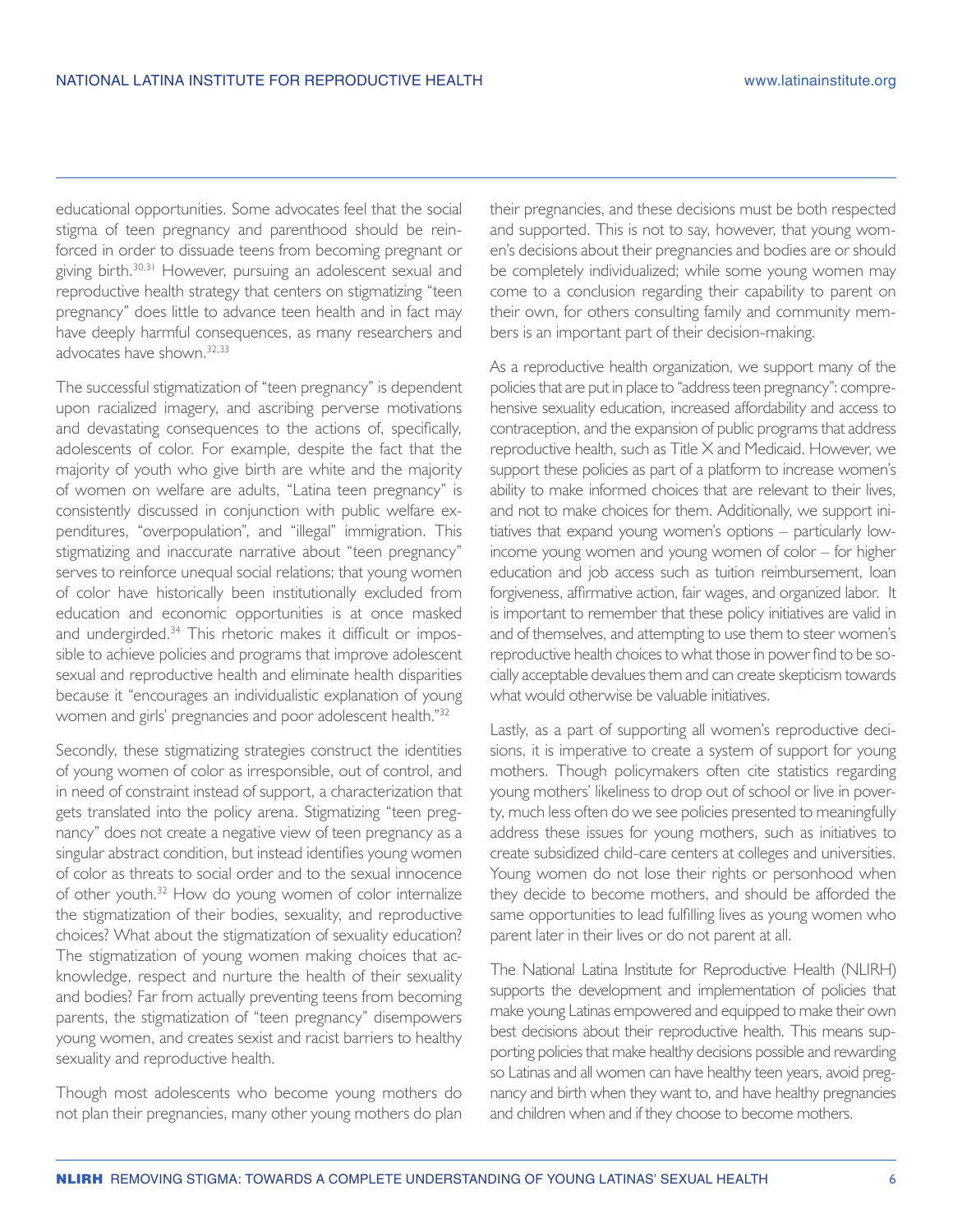educational opportunities. Some advocates feel that the social stigma of teen pregnancy and parenthood should be reinforced in order to dissuade teens from becoming pregnant or giving birth.[30,31] However, pursuing an adolescent sexual and reproductive health strategy that centers on stigmatizing "teen pregnancy" does little to advance teen health and in fact may have deeply harmful consequences, as many researchers and advocates have shown.[32,33]

The successful stigmatization of "teen pregnancy" is dependent upon racialized imagery, and ascribing perverse motivations and devastating consequences to the actions of, specifically, adolescents of color. For example, despite the fact that the majority of youth who give birth are white and the majority of women on welfare are adults, "Latina teen pregnancy" is consistently discussed in conjunction with public welfare expenditures, "overpopulation", and "illegal" immigration. This stigmatizing and inaccurate narrative about "teen pregnancy" serves to reinforce unequal social relations; that young women of color have historically been institutionally excluded from education and economic opportunities is at once masked and undergirded.[34] This rhetoric makes it difficult or impossible to achieve policies and programs that improve adolescent sexual and reproductive health and eliminate health disparities because it "encourages an individualistic explanation of young women and girls' pregnancies and poor adolescent health."[32]

Secondly, these stigmatizing strategies construct the identities of young women of color as irresponsible, out of control, and in need of constraint instead of support, a characterization that gets translated into the policy arena. Stigmatizing "teen pregnancy" does not create a negative view of teen pregnancy as a singular abstract condition, but instead identifies young women of color as threats to social order and to the sexual innocence of other youth.[32] How do young women of color internalize the stigmatization of their bodies, sexuality, and reproductive choices? What about the stigmatization of sexuality education? The stigmatization of young women making choices that acknowledge, respect and nurture the health of their sexuality and bodies? Far from actually preventing teens from becoming parents, the stigmatization of "teen pregnancy" disempowers young women, and creates sexist and racist barriers to healthy sexuality and reproductive health.

Though most adolescents who become young mothers do not plan their pregnancies, many other young mothers do plan their pregnancies, and these decisions must be both respected and supported. This is not to say, however, that young women's decisions about their pregnancies and bodies are or should be completely individualized; while some young women may come to a conclusion regarding their capability to parent on their own, for others consulting family and community members is an important part of their decision-making.

As a reproductive health organization, we support many of the policies that are put in place to "address teen pregnancy": comprehensive sexuality education, increased affordability and access to contraception, and the expansion of public programs that address reproductive health, such as Title X and Medicaid. However, we support these policies as part of a platform to increase women's ability to make informed choices that are relevant to their lives, and not to make choices for them. Additionally, we support initiatives that expand young women's options – particularly low-income young women and young women of color – for higher education and job access such as tuition reimbursement, loan forgiveness, affirmative action, fair wages, and organized labor. It is important to remember that these policy initiatives are valid in and of themselves, and attempting to use them to steer women's reproductive health choices to what those in power find to be socially acceptable devalues them and can create skepticism towards what would otherwise be valuable initiatives.

Lastly, as a part of supporting all women's reproductive decisions, it is imperative to create a system of support for young mothers. Though policymakers often cite statistics regarding young mothers' likeliness to drop out of school or live in poverty, much less often do we see policies presented to meaningfully address these issues for young mothers, such as initiatives to create subsidized child-care centers at colleges and universities. Young women do not lose their rights or personhood when they decide to become mothers, and should be afforded the same opportunities to lead fulfilling lives as young women who parent later in their lives or do not parent at all.

The National Latina Institute for Reproductive Health (NLIRH) supports the development and implementation of policies that make young Latinas empowered and equipped to make their own best decisions about their reproductive health. This means supporting policies that make healthy decisions possible and rewarding so Latinas and all women can have healthy teen years, avoid pregnancy and birth when they want to, and have healthy pregnancies and children when and if they choose to become mothers.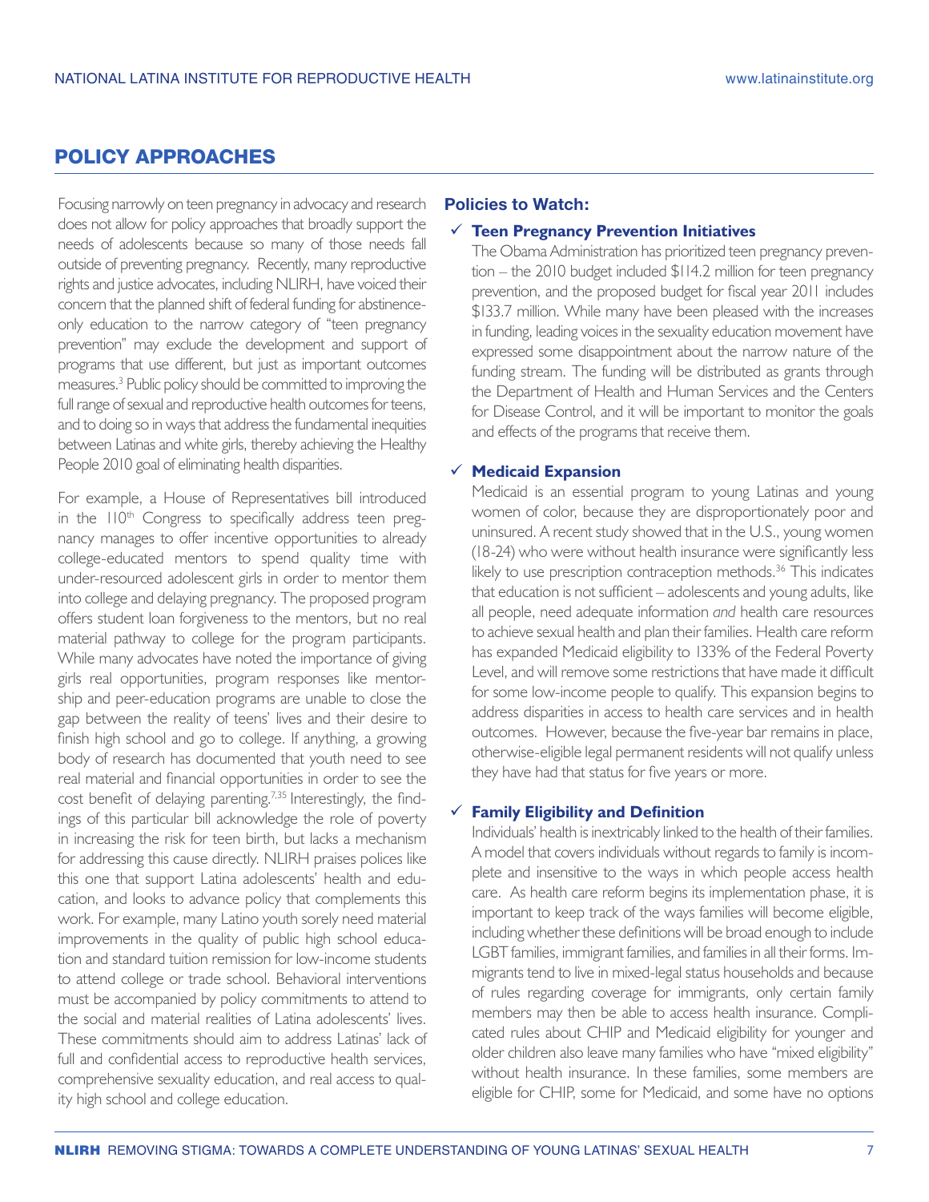## POLICY APPROACHES

Focusing narrowly on teen pregnancy in advocacy and research does not allow for policy approaches that broadly support the needs of adolescents because so many of those needs fall outside of preventing pregnancy. Recently, many reproductive rights and justice advocates, including NLIRH, have voiced their concern that the planned shift of federal funding for abstinence-only education to the narrow category of "teen pregnancy prevention" may exclude the development and support of programs that use different, but just as important outcomes measures.[3] Public policy should be committed to improving the full range of sexual and reproductive health outcomes for teens, and to doing so in ways that address the fundamental inequities between Latinas and white girls, thereby achieving the Healthy People 2010 goal of eliminating health disparities.

For example, a House of Representatives bill introduced in the 110th Congress to specifically address teen pregnancy manages to offer incentive opportunities to already college-educated mentors to spend quality time with under-resourced adolescent girls in order to mentor them into college and delaying pregnancy. The proposed program offers student loan forgiveness to the mentors, but no real material pathway to college for the program participants. While many advocates have noted the importance of giving girls real opportunities, program responses like mentorship and peer-education programs are unable to close the gap between the reality of teens' lives and their desire to finish high school and go to college. If anything, a growing body of research has documented that youth need to see real material and financial opportunities in order to see the cost benefit of delaying parenting.[7,35] Interestingly, the findings of this particular bill acknowledge the role of poverty in increasing the risk for teen birth, but lacks a mechanism for addressing this cause directly. NLIRH praises polices like this one that support Latina adolescents' health and education, and looks to advance policy that complements this work. For example, many Latino youth sorely need material improvements in the quality of public high school education and standard tuition remission for low-income students to attend college or trade school. Behavioral interventions must be accompanied by policy commitments to attend to the social and material realities of Latina adolescents' lives. These commitments should aim to address Latinas' lack of full and confidential access to reproductive health services, comprehensive sexuality education, and real access to quality high school and college education.

### Policies to Watch:

✓ **Teen Pregnancy Prevention Initiatives**

The Obama Administration has prioritized teen pregnancy prevention – the 2010 budget included $114.2 million for teen pregnancy prevention, and the proposed budget for fiscal year 2011 includes $133.7 million. While many have been pleased with the increases in funding, leading voices in the sexuality education movement have expressed some disappointment about the narrow nature of the funding stream. The funding will be distributed as grants through the Department of Health and Human Services and the Centers for Disease Control, and it will be important to monitor the goals and effects of the programs that receive them.

✓ **Medicaid Expansion**

Medicaid is an essential program to young Latinas and young women of color, because they are disproportionately poor and uninsured. A recent study showed that in the U.S., young women (18-24) who were without health insurance were significantly less likely to use prescription contraception methods.[36] This indicates that education is not sufficient – adolescents and young adults, like all people, need adequate information *and* health care resources to achieve sexual health and plan their families. Health care reform has expanded Medicaid eligibility to 133% of the Federal Poverty Level, and will remove some restrictions that have made it difficult for some low-income people to qualify. This expansion begins to address disparities in access to health care services and in health outcomes. However, because the five-year bar remains in place, otherwise-eligible legal permanent residents will not qualify unless they have had that status for five years or more.

✓ **Family Eligibility and Definition**

Individuals' health is inextricably linked to the health of their families. A model that covers individuals without regards to family is incomplete and insensitive to the ways in which people access health care. As health care reform begins its implementation phase, it is important to keep track of the ways families will become eligible, including whether these definitions will be broad enough to include LGBT families, immigrant families, and families in all their forms. Immigrants tend to live in mixed-legal status households and because of rules regarding coverage for immigrants, only certain family members may then be able to access health insurance. Complicated rules about CHIP and Medicaid eligibility for younger and older children also leave many families who have "mixed eligibility" without health insurance. In these families, some members are eligible for CHIP, some for Medicaid, and some have no options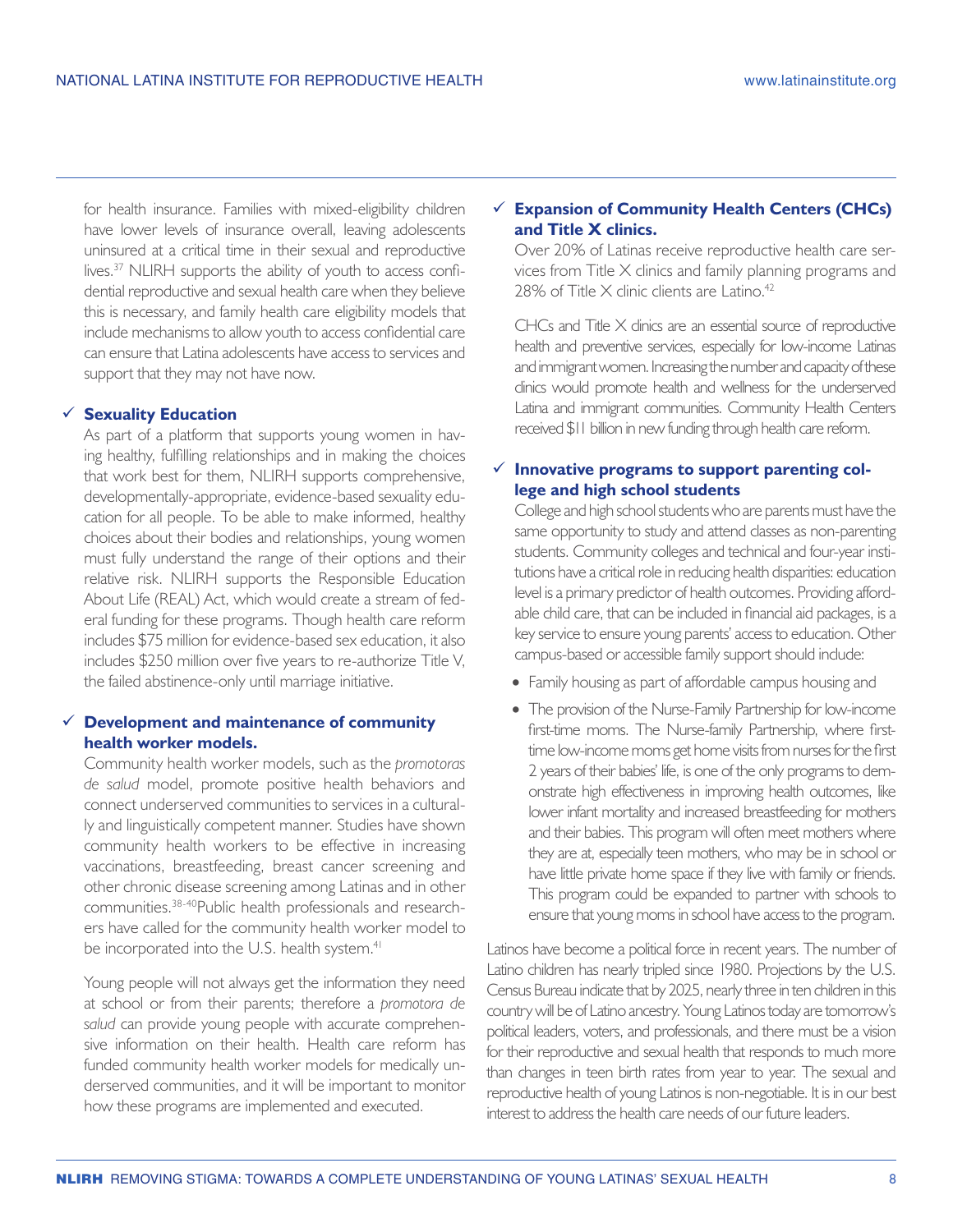for health insurance. Families with mixed-eligibility children have lower levels of insurance overall, leaving adolescents uninsured at a critical time in their sexual and reproductive lives.[37] NLIRH supports the ability of youth to access confidential reproductive and sexual health care when they believe this is necessary, and family health care eligibility models that include mechanisms to allow youth to access confidential care can ensure that Latina adolescents have access to services and support that they may not have now.

✓ **Sexuality Education**

As part of a platform that supports young women in having healthy, fulfilling relationships and in making the choices that work best for them, NLIRH supports comprehensive, developmentally-appropriate, evidence-based sexuality education for all people. To be able to make informed, healthy choices about their bodies and relationships, young women must fully understand the range of their options and their relative risk. NLIRH supports the Responsible Education About Life (REAL) Act, which would create a stream of federal funding for these programs. Though health care reform includes $75 million for evidence-based sex education, it also includes $250 million over five years to re-authorize Title V, the failed abstinence-only until marriage initiative.

✓ **Development and maintenance of community health worker models.**

Community health worker models, such as the *promotoras de salud* model, promote positive health behaviors and connect underserved communities to services in a culturally and linguistically competent manner. Studies have shown community health workers to be effective in increasing vaccinations, breastfeeding, breast cancer screening and other chronic disease screening among Latinas and in other communities.[38-40] Public health professionals and researchers have called for the community health worker model to be incorporated into the U.S. health system.[41]

Young people will not always get the information they need at school or from their parents; therefore a *promotora de salud* can provide young people with accurate comprehensive information on their health. Health care reform has funded community health worker models for medically underserved communities, and it will be important to monitor how these programs are implemented and executed.

✓ **Expansion of Community Health Centers (CHCs) and Title X clinics.**

Over 20% of Latinas receive reproductive health care services from Title X clinics and family planning programs and 28% of Title X clinic clients are Latino.[42]

CHCs and Title X clinics are an essential source of reproductive health and preventive services, especially for low-income Latinas and immigrant women. Increasing the number and capacity of these clinics would promote health and wellness for the underserved Latina and immigrant communities. Community Health Centers received $11 billion in new funding through health care reform.

✓ **Innovative programs to support parenting college and high school students**

College and high school students who are parents must have the same opportunity to study and attend classes as non-parenting students. Community colleges and technical and four-year institutions have a critical role in reducing health disparities: education level is a primary predictor of health outcomes. Providing affordable child care, that can be included in financial aid packages, is a key service to ensure young parents' access to education. Other campus-based or accessible family support should include:

- Family housing as part of affordable campus housing and
- The provision of the Nurse-Family Partnership for low-income first-time moms. The Nurse-family Partnership, where first-time low-income moms get home visits from nurses for the first 2 years of their babies' life, is one of the only programs to demonstrate high effectiveness in improving health outcomes, like lower infant mortality and increased breastfeeding for mothers and their babies. This program will often meet mothers where they are at, especially teen mothers, who may be in school or have little private home space if they live with family or friends. This program could be expanded to partner with schools to ensure that young moms in school have access to the program.

Latinos have become a political force in recent years. The number of Latino children has nearly tripled since 1980. Projections by the U.S. Census Bureau indicate that by 2025, nearly three in ten children in this country will be of Latino ancestry. Young Latinos today are tomorrow's political leaders, voters, and professionals, and there must be a vision for their reproductive and sexual health that responds to much more than changes in teen birth rates from year to year. The sexual and reproductive health of young Latinos is non-negotiable. It is in our best interest to address the health care needs of our future leaders.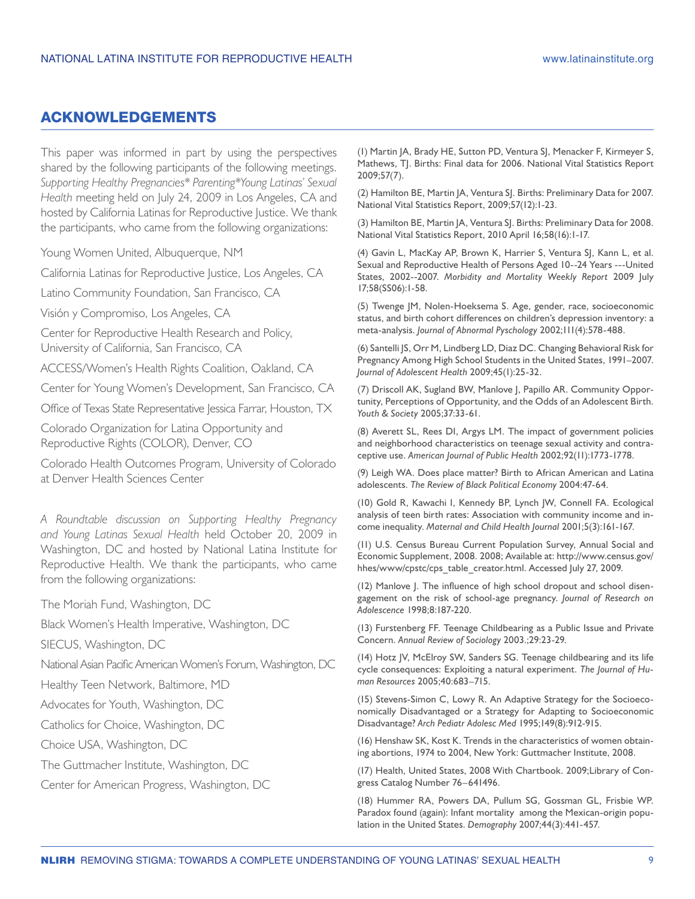## ACKNOWLEDGEMENTS

This paper was informed in part by using the perspectives shared by the following participants of the following meetings. *Supporting Healthy Pregnancies\* Parenting\*Young Latinas' Sexual Health* meeting held on July 24, 2009 in Los Angeles, CA and hosted by California Latinas for Reproductive Justice. We thank the participants, who came from the following organizations:

Young Women United, Albuquerque, NM

California Latinas for Reproductive Justice, Los Angeles, CA

Latino Community Foundation, San Francisco, CA

Visión y Compromiso, Los Angeles, CA

Center for Reproductive Health Research and Policy, University of California, San Francisco, CA

ACCESS/Women's Health Rights Coalition, Oakland, CA

Center for Young Women's Development, San Francisco, CA

Office of Texas State Representative Jessica Farrar, Houston, TX

Colorado Organization for Latina Opportunity and Reproductive Rights (COLOR), Denver, CO

Colorado Health Outcomes Program, University of Colorado at Denver Health Sciences Center

*A Roundtable discussion on Supporting Healthy Pregnancy and Young Latinas Sexual Health* held October 20, 2009 in Washington, DC and hosted by National Latina Institute for Reproductive Health. We thank the participants, who came from the following organizations:

The Moriah Fund, Washington, DC

Black Women's Health Imperative, Washington, DC

SIECUS, Washington, DC

National Asian Pacific American Women's Forum, Washington, DC

Healthy Teen Network, Baltimore, MD

Advocates for Youth, Washington, DC

Catholics for Choice, Washington, DC

Choice USA, Washington, DC

The Guttmacher Institute, Washington, DC

Center for American Progress, Washington, DC

(1) Martin JA, Brady HE, Sutton PD, Ventura SJ, Menacker F, Kirmeyer S, Mathews, TJ. Births: Final data for 2006. National Vital Statistics Report 2009;57(7).

(2) Hamilton BE, Martin JA, Ventura SJ. Births: Preliminary Data for 2007. National Vital Statistics Report, 2009;57(12):1-23.

(3) Hamilton BE, Martin JA, Ventura SJ. Births: Preliminary Data for 2008. National Vital Statistics Report, 2010 April 16;58(16):1-17.

(4) Gavin L, MacKay AP, Brown K, Harrier S, Ventura SJ, Kann L, et al. Sexual and Reproductive Health of Persons Aged 10--24 Years ---United States, 2002--2007. *Morbidity and Mortality Weekly Report* 2009 July 17;58(SS06):1-58.

(5) Twenge JM, Nolen-Hoeksema S. Age, gender, race, socioeconomic status, and birth cohort differences on children's depression inventory: a meta-analysis. *Journal of Abnormal Pyschology* 2002;111(4):578-488.

(6) Santelli JS, Orr M, Lindberg LD, Diaz DC. Changing Behavioral Risk for Pregnancy Among High School Students in the United States, 1991–2007. *Journal of Adolescent Health* 2009;45(1):25-32.

(7) Driscoll AK, Sugland BW, Manlove J, Papillo AR. Community Opportunity, Perceptions of Opportunity, and the Odds of an Adolescent Birth. *Youth & Society* 2005;37:33-61.

(8) Averett SL, Rees DI, Argys LM. The impact of government policies and neighborhood characteristics on teenage sexual activity and contraceptive use. *American Journal of Public Health* 2002;92(11):1773-1778.

(9) Leigh WA. Does place matter? Birth to African American and Latina adolescents. *The Review of Black Political Economy* 2004:47-64.

(10) Gold R, Kawachi I, Kennedy BP, Lynch JW, Connell FA. Ecological analysis of teen birth rates: Association with community income and income inequality. *Maternal and Child Health Journal* 2001;5(3):161-167.

(11) U.S. Census Bureau Current Population Survey, Annual Social and Economic Supplement, 2008. 2008; Available at: http://www.census.gov/hhes/www/cpstc/cps_table_creator.html. Accessed July 27, 2009.

(12) Manlove J. The influence of high school dropout and school disengagement on the risk of school-age pregnancy. *Journal of Research on Adolescence* 1998;8:187-220.

(13) Furstenberg FF. Teenage Childbearing as a Public Issue and Private Concern. *Annual Review of Sociology* 2003.;29:23-29.

(14) Hotz JV, McElroy SW, Sanders SG. Teenage childbearing and its life cycle consequences: Exploiting a natural experiment. *The Journal of Human Resources* 2005;40:683–715.

(15) Stevens-Simon C, Lowy R. An Adaptive Strategy for the Socioeconomically Disadvantaged or a Strategy for Adapting to Socioeconomic Disadvantage? *Arch Pediatr Adolesc Med* 1995;149(8):912-915.

(16) Henshaw SK, Kost K. Trends in the characteristics of women obtaining abortions, 1974 to 2004, New York: Guttmacher Institute, 2008.

(17) Health, United States, 2008 With Chartbook. 2009;Library of Congress Catalog Number 76–641496.

(18) Hummer RA, Powers DA, Pullum SG, Gossman GL, Frisbie WP. Paradox found (again): Infant mortality among the Mexican-origin population in the United States. *Demography* 2007;44(3):441-457.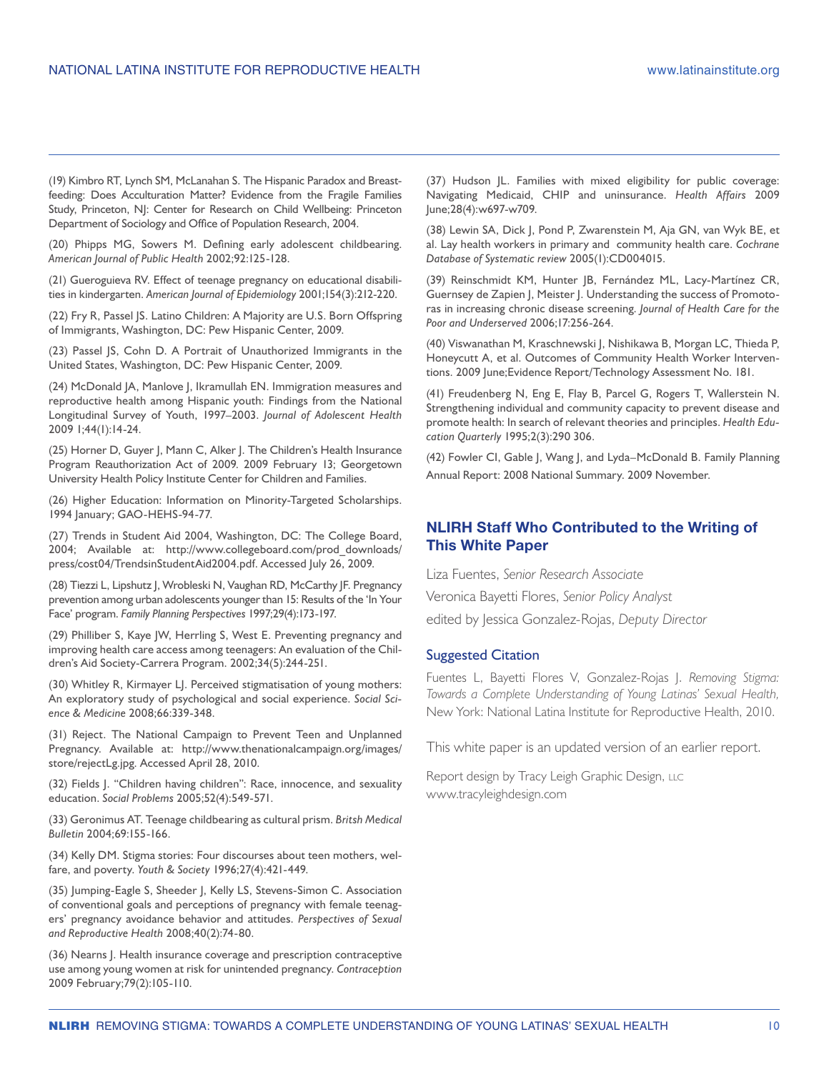(19) Kimbro RT, Lynch SM, McLanahan S. The Hispanic Paradox and Breastfeeding: Does Acculturation Matter? Evidence from the Fragile Families Study, Princeton, NJ: Center for Research on Child Wellbeing: Princeton Department of Sociology and Office of Population Research, 2004.

(20) Phipps MG, Sowers M. Defining early adolescent childbearing. *American Journal of Public Health* 2002;92:125-128.

(21) Gueroguieva RV. Effect of teenage pregnancy on educational disabilities in kindergarten. *American Journal of Epidemiology* 2001;154(3):212-220.

(22) Fry R, Passel JS. Latino Children: A Majority are U.S. Born Offspring of Immigrants, Washington, DC: Pew Hispanic Center, 2009.

(23) Passel JS, Cohn D. A Portrait of Unauthorized Immigrants in the United States, Washington, DC: Pew Hispanic Center, 2009.

(24) McDonald JA, Manlove J, Ikramullah EN. Immigration measures and reproductive health among Hispanic youth: Findings from the National Longitudinal Survey of Youth, 1997–2003. *Journal of Adolescent Health* 2009 1;44(1):14-24.

(25) Horner D, Guyer J, Mann C, Alker J. The Children's Health Insurance Program Reauthorization Act of 2009. 2009 February 13; Georgetown University Health Policy Institute Center for Children and Families.

(26) Higher Education: Information on Minority-Targeted Scholarships. 1994 January; GAO-HEHS-94-77.

(27) Trends in Student Aid 2004, Washington, DC: The College Board, 2004; Available at: http://www.collegeboard.com/prod_downloads/press/cost04/TrendsinStudentAid2004.pdf. Accessed July 26, 2009.

(28) Tiezzi L, Lipshutz J, Wrobleski N, Vaughan RD, McCarthy JF. Pregnancy prevention among urban adolescents younger than 15: Results of the 'In Your Face' program. *Family Planning Perspectives* 1997;29(4):173-197.

(29) Philliber S, Kaye JW, Herrling S, West E. Preventing pregnancy and improving health care access among teenagers: An evaluation of the Children's Aid Society-Carrera Program. 2002;34(5):244-251.

(30) Whitley R, Kirmayer LJ. Perceived stigmatisation of young mothers: An exploratory study of psychological and social experience. *Social Science & Medicine* 2008;66:339-348.

(31) Reject. The National Campaign to Prevent Teen and Unplanned Pregnancy. Available at: http://www.thenationalcampaign.org/images/store/rejectLg.jpg. Accessed April 28, 2010.

(32) Fields J. "Children having children": Race, innocence, and sexuality education. *Social Problems* 2005;52(4):549-571.

(33) Geronimus AT. Teenage childbearing as cultural prism. *Britsh Medical Bulletin* 2004;69:155-166.

(34) Kelly DM. Stigma stories: Four discourses about teen mothers, welfare, and poverty. *Youth & Society* 1996;27(4):421-449.

(35) Jumping-Eagle S, Sheeder J, Kelly LS, Stevens-Simon C. Association of conventional goals and perceptions of pregnancy with female teenagers' pregnancy avoidance behavior and attitudes. *Perspectives of Sexual and Reproductive Health* 2008;40(2):74-80.

(36) Nearns J. Health insurance coverage and prescription contraceptive use among young women at risk for unintended pregnancy. *Contraception* 2009 February;79(2):105-110.

(37) Hudson JL. Families with mixed eligibility for public coverage: Navigating Medicaid, CHIP and uninsurance. *Health Affairs* 2009 June;28(4):w697-w709.

(38) Lewin SA, Dick J, Pond P, Zwarenstein M, Aja GN, van Wyk BE, et al. Lay health workers in primary and community health care. *Cochrane Database of Systematic review* 2005(1):CD004015.

(39) Reinschmidt KM, Hunter JB, Fernández ML, Lacy-Martínez CR, Guernsey de Zapien J, Meister J. Understanding the success of Promotoras in increasing chronic disease screening. *Journal of Health Care for the Poor and Underserved* 2006;17:256-264.

(40) Viswanathan M, Kraschnewski J, Nishikawa B, Morgan LC, Thieda P, Honeycutt A, et al. Outcomes of Community Health Worker Interventions. 2009 June;Evidence Report/Technology Assessment No. 181.

(41) Freudenberg N, Eng E, Flay B, Parcel G, Rogers T, Wallerstein N. Strengthening individual and community capacity to prevent disease and promote health: In search of relevant theories and principles. *Health Education Quarterly* 1995;2(3):290 306.

(42) Fowler CI, Gable J, Wang J, and Lyda–McDonald B. Family Planning Annual Report: 2008 National Summary. 2009 November.

## NLIRH Staff Who Contributed to the Writing of This White Paper

Liza Fuentes, *Senior Research Associate*

Veronica Bayetti Flores, *Senior Policy Analyst*

edited by Jessica Gonzalez-Rojas, *Deputy Director*

### Suggested Citation

Fuentes L, Bayetti Flores V, Gonzalez-Rojas J. *Removing Stigma: Towards a Complete Understanding of Young Latinas' Sexual Health,* New York: National Latina Institute for Reproductive Health, 2010.

This white paper is an updated version of an earlier report.

Report design by Tracy Leigh Graphic Design, LLC
www.tracyleighdesign.com